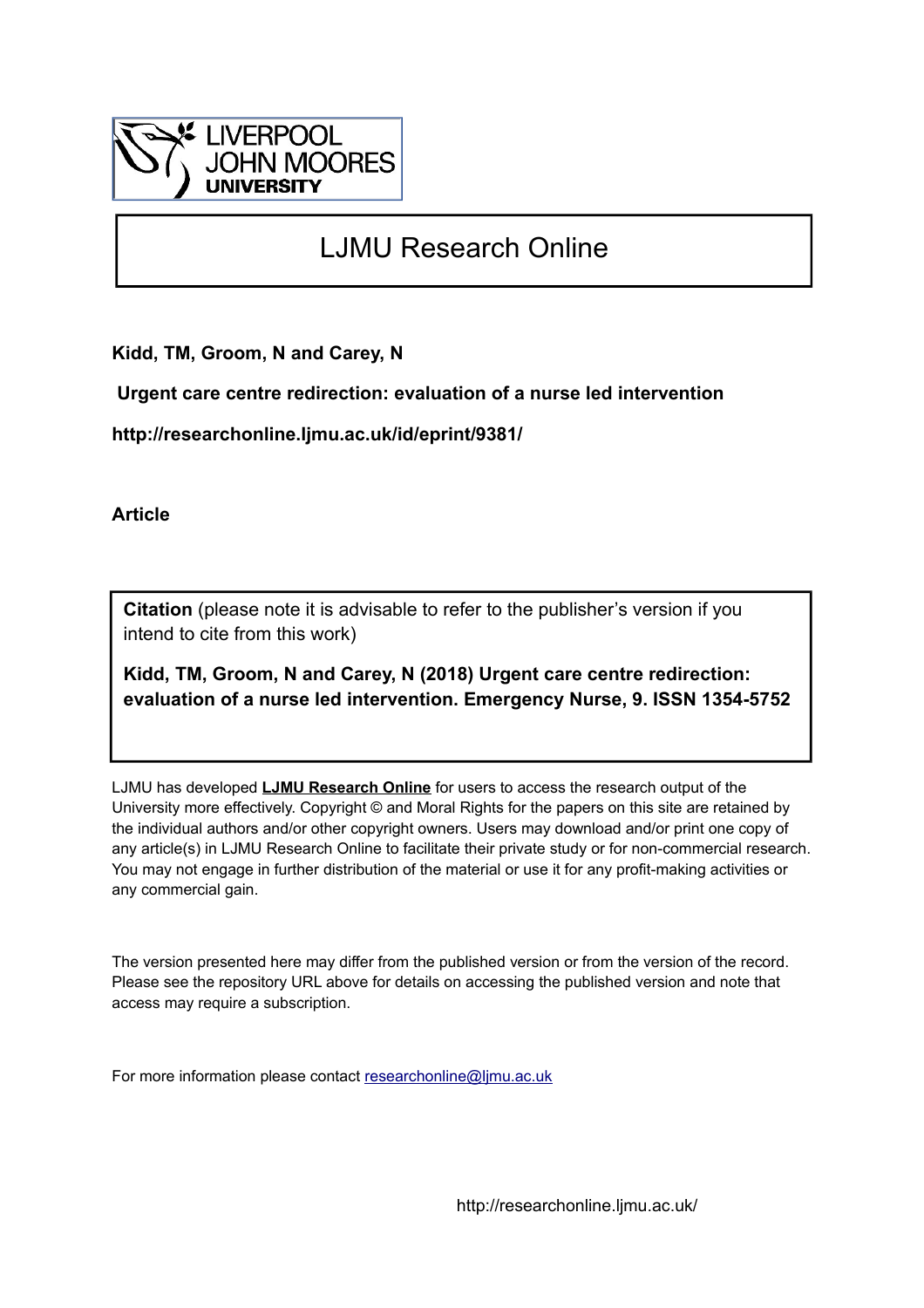LIVERPOOL JOHN MOORES UNIVERSITY

# LJMU Research Online

**Kidd, TM, Groom, N and Carey, N**

**Urgent care centre redirection: evaluation of a nurse led intervention**

**http://researchonline.ljmu.ac.uk/id/eprint/9381/**

**Article**

**Citation** (please note it is advisable to refer to the publisher's version if you intend to cite from this work)

**Kidd, TM, Groom, N and Carey, N (2018) Urgent care centre redirection: evaluation of a nurse led intervention. Emergency Nurse, 9. ISSN 1354-5752**

LJMU has developed **LJMU Research Online** for users to access the research output of the University more effectively. Copyright © and Moral Rights for the papers on this site are retained by the individual authors and/or other copyright owners. Users may download and/or print one copy of any article(s) in LJMU Research Online to facilitate their private study or for non-commercial research. You may not engage in further distribution of the material or use it for any profit-making activities or any commercial gain.

The version presented here may differ from the published version or from the version of the record. Please see the repository URL above for details on accessing the published version and note that access may require a subscription.

For more information please contact researchonline@ljmu.ac.uk

http://researchonline.ljmu.ac.uk/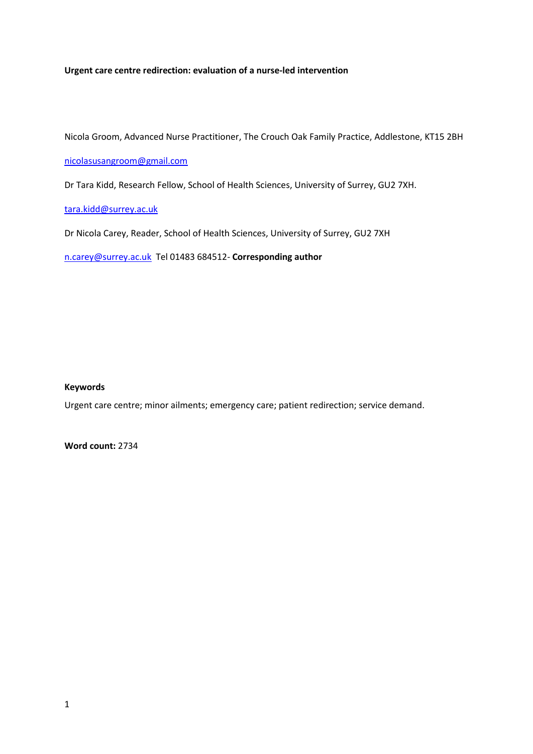**Urgent care centre redirection: evaluation of a nurse-led intervention**

Nicola Groom, Advanced Nurse Practitioner, The Crouch Oak Family Practice, Addlestone, KT15 2BH

nicolasusangroom@gmail.com

Dr Tara Kidd, Research Fellow, School of Health Sciences, University of Surrey, GU2 7XH.

tara.kidd@surrey.ac.uk

Dr Nicola Carey, Reader, School of Health Sciences, University of Surrey, GU2 7XH

n.carey@surrey.ac.uk Tel 01483 684512- **Corresponding author**

**Keywords**

Urgent care centre; minor ailments; emergency care; patient redirection; service demand.

**Word count:** 2734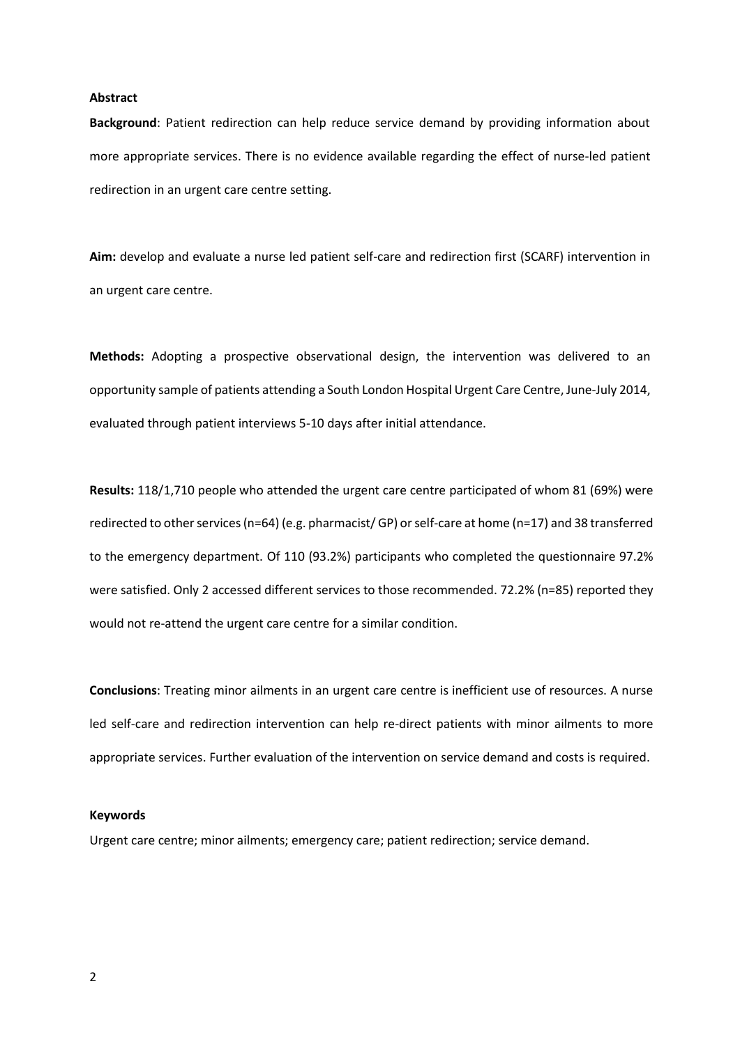**Abstract**

**Background**: Patient redirection can help reduce service demand by providing information about more appropriate services. There is no evidence available regarding the effect of nurse-led patient redirection in an urgent care centre setting.

**Aim:** develop and evaluate a nurse led patient self-care and redirection first (SCARF) intervention in an urgent care centre.

**Methods:** Adopting a prospective observational design, the intervention was delivered to an opportunity sample of patients attending a South London Hospital Urgent Care Centre, June-July 2014, evaluated through patient interviews 5-10 days after initial attendance.

**Results:** 118/1,710 people who attended the urgent care centre participated of whom 81 (69%) were redirected to other services (n=64) (e.g. pharmacist/ GP) or self-care at home (n=17) and 38 transferred to the emergency department. Of 110 (93.2%) participants who completed the questionnaire 97.2% were satisfied. Only 2 accessed different services to those recommended. 72.2% (n=85) reported they would not re-attend the urgent care centre for a similar condition.

**Conclusions**: Treating minor ailments in an urgent care centre is inefficient use of resources. A nurse led self-care and redirection intervention can help re-direct patients with minor ailments to more appropriate services. Further evaluation of the intervention on service demand and costs is required.

**Keywords**

Urgent care centre; minor ailments; emergency care; patient redirection; service demand.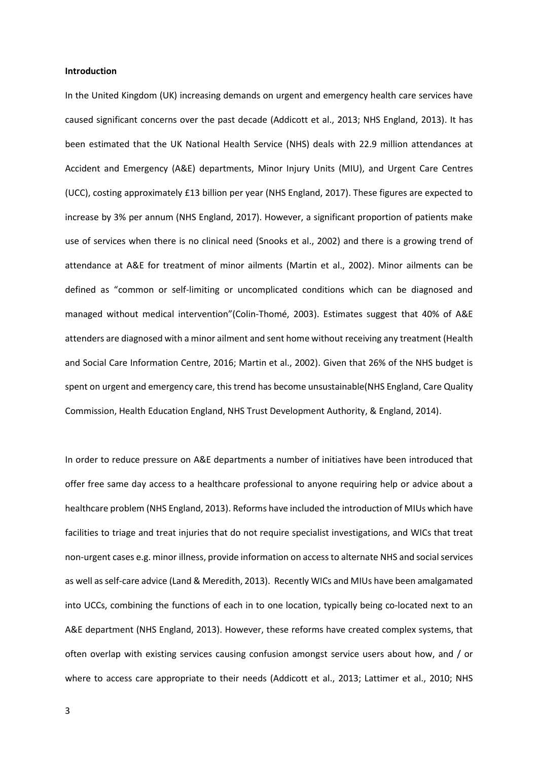**Introduction**

In the United Kingdom (UK) increasing demands on urgent and emergency health care services have caused significant concerns over the past decade (Addicott et al., 2013; NHS England, 2013). It has been estimated that the UK National Health Service (NHS) deals with 22.9 million attendances at Accident and Emergency (A&E) departments, Minor Injury Units (MIU), and Urgent Care Centres (UCC), costing approximately £13 billion per year (NHS England, 2017). These figures are expected to increase by 3% per annum (NHS England, 2017). However, a significant proportion of patients make use of services when there is no clinical need (Snooks et al., 2002) and there is a growing trend of attendance at A&E for treatment of minor ailments (Martin et al., 2002). Minor ailments can be defined as "common or self-limiting or uncomplicated conditions which can be diagnosed and managed without medical intervention"(Colin-Thomé, 2003). Estimates suggest that 40% of A&E attenders are diagnosed with a minor ailment and sent home without receiving any treatment (Health and Social Care Information Centre, 2016; Martin et al., 2002). Given that 26% of the NHS budget is spent on urgent and emergency care, this trend has become unsustainable(NHS England, Care Quality Commission, Health Education England, NHS Trust Development Authority, & England, 2014).

In order to reduce pressure on A&E departments a number of initiatives have been introduced that offer free same day access to a healthcare professional to anyone requiring help or advice about a healthcare problem (NHS England, 2013). Reforms have included the introduction of MIUs which have facilities to triage and treat injuries that do not require specialist investigations, and WICs that treat non-urgent cases e.g. minor illness, provide information on access to alternate NHS and social services as well as self-care advice (Land & Meredith, 2013). Recently WICs and MIUs have been amalgamated into UCCs, combining the functions of each in to one location, typically being co-located next to an A&E department (NHS England, 2013). However, these reforms have created complex systems, that often overlap with existing services causing confusion amongst service users about how, and / or where to access care appropriate to their needs (Addicott et al., 2013; Lattimer et al., 2010; NHS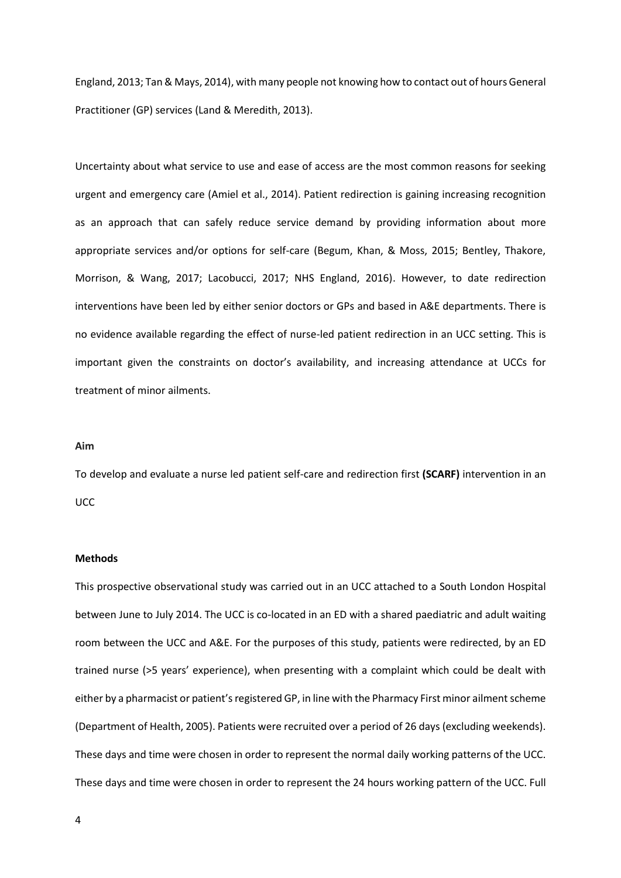England, 2013; Tan & Mays, 2014), with many people not knowing how to contact out of hours General Practitioner (GP) services (Land & Meredith, 2013).

Uncertainty about what service to use and ease of access are the most common reasons for seeking urgent and emergency care (Amiel et al., 2014). Patient redirection is gaining increasing recognition as an approach that can safely reduce service demand by providing information about more appropriate services and/or options for self-care (Begum, Khan, & Moss, 2015; Bentley, Thakore, Morrison, & Wang, 2017; Lacobucci, 2017; NHS England, 2016). However, to date redirection interventions have been led by either senior doctors or GPs and based in A&E departments. There is no evidence available regarding the effect of nurse-led patient redirection in an UCC setting. This is important given the constraints on doctor's availability, and increasing attendance at UCCs for treatment of minor ailments.

**Aim**

To develop and evaluate a nurse led patient self-care and redirection first **(SCARF)** intervention in an UCC

**Methods**

This prospective observational study was carried out in an UCC attached to a South London Hospital between June to July 2014. The UCC is co-located in an ED with a shared paediatric and adult waiting room between the UCC and A&E. For the purposes of this study, patients were redirected, by an ED trained nurse (>5 years' experience), when presenting with a complaint which could be dealt with either by a pharmacist or patient's registered GP, in line with the Pharmacy First minor ailment scheme (Department of Health, 2005). Patients were recruited over a period of 26 days (excluding weekends). These days and time were chosen in order to represent the normal daily working patterns of the UCC. These days and time were chosen in order to represent the 24 hours working pattern of the UCC. Full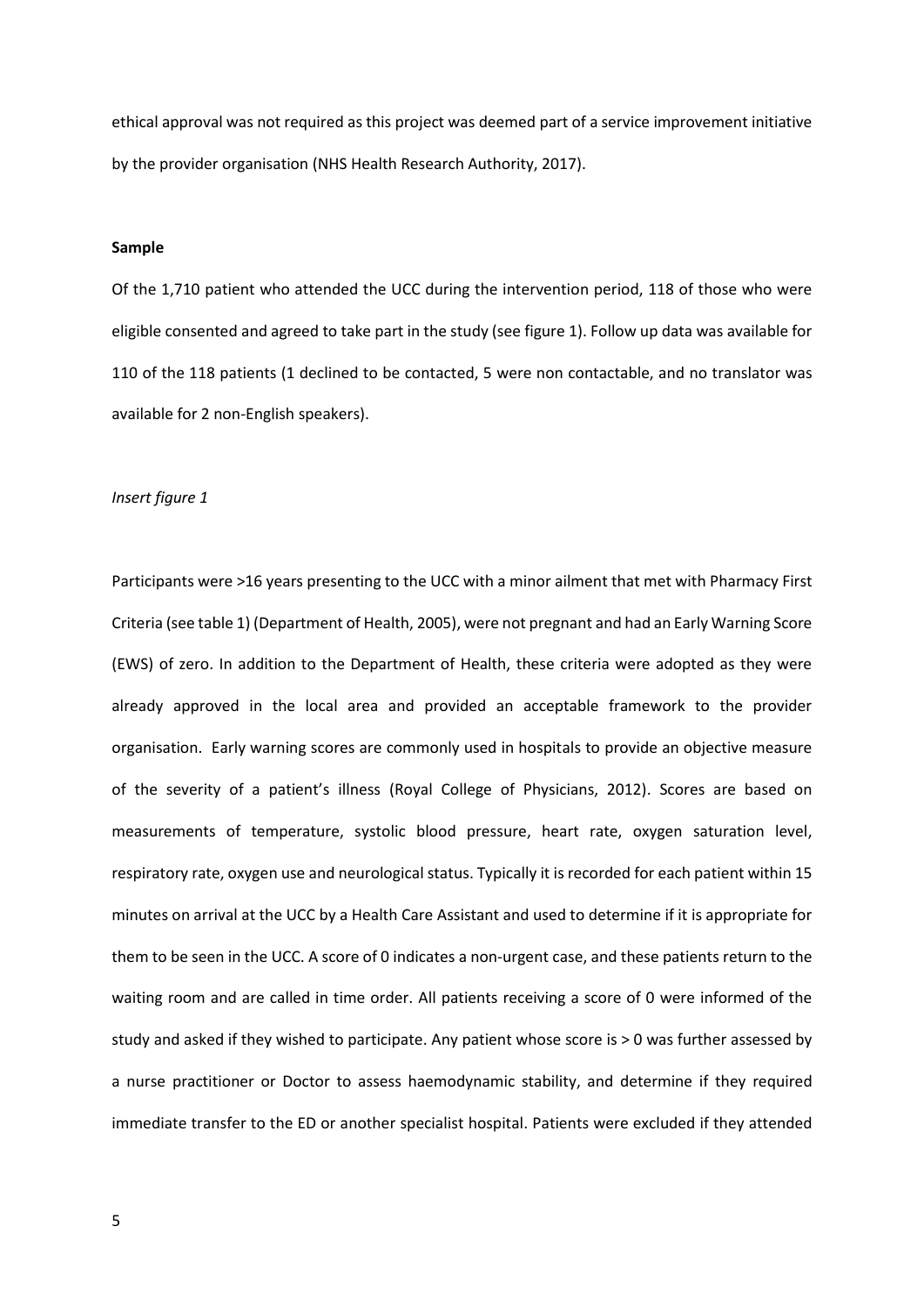ethical approval was not required as this project was deemed part of a service improvement initiative by the provider organisation (NHS Health Research Authority, 2017).

**Sample**

Of the 1,710 patient who attended the UCC during the intervention period, 118 of those who were eligible consented and agreed to take part in the study (see figure 1). Follow up data was available for 110 of the 118 patients (1 declined to be contacted, 5 were non contactable, and no translator was available for 2 non-English speakers).

*Insert figure 1*

Participants were >16 years presenting to the UCC with a minor ailment that met with Pharmacy First Criteria (see table 1) (Department of Health, 2005), were not pregnant and had an Early Warning Score (EWS) of zero. In addition to the Department of Health, these criteria were adopted as they were already approved in the local area and provided an acceptable framework to the provider organisation. Early warning scores are commonly used in hospitals to provide an objective measure of the severity of a patient's illness (Royal College of Physicians, 2012). Scores are based on measurements of temperature, systolic blood pressure, heart rate, oxygen saturation level, respiratory rate, oxygen use and neurological status. Typically it is recorded for each patient within 15 minutes on arrival at the UCC by a Health Care Assistant and used to determine if it is appropriate for them to be seen in the UCC. A score of 0 indicates a non-urgent case, and these patients return to the waiting room and are called in time order. All patients receiving a score of 0 were informed of the study and asked if they wished to participate. Any patient whose score is > 0 was further assessed by a nurse practitioner or Doctor to assess haemodynamic stability, and determine if they required immediate transfer to the ED or another specialist hospital. Patients were excluded if they attended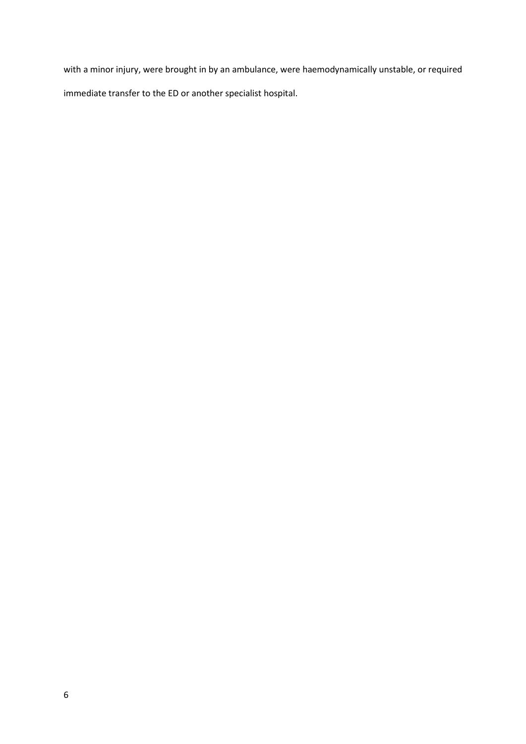with a minor injury, were brought in by an ambulance, were haemodynamically unstable, or required immediate transfer to the ED or another specialist hospital.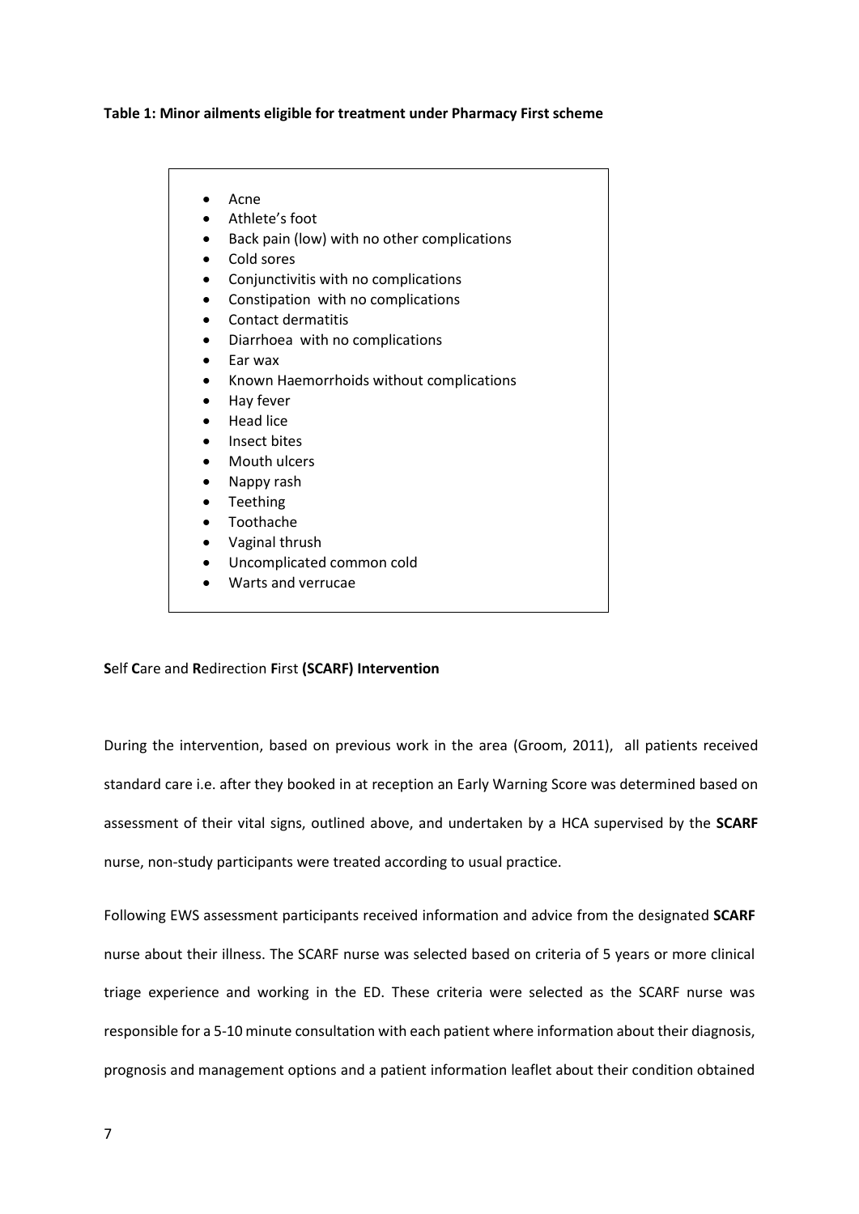**Table 1: Minor ailments eligible for treatment under Pharmacy First scheme**

- Acne
- Athlete's foot
- Back pain (low) with no other complications
- Cold sores
- Conjunctivitis with no complications
- Constipation with no complications
- Contact dermatitis
- Diarrhoea with no complications
- Ear wax
- Known Haemorrhoids without complications
- Hay fever
- Head lice
- Insect bites
- Mouth ulcers
- Nappy rash
- Teething
- Toothache
- Vaginal thrush
- Uncomplicated common cold
- Warts and verrucae

**S**elf **C**are and **R**edirection **F**irst **(SCARF) Intervention**

During the intervention, based on previous work in the area (Groom, 2011), all patients received standard care i.e. after they booked in at reception an Early Warning Score was determined based on assessment of their vital signs, outlined above, and undertaken by a HCA supervised by the **SCARF** nurse, non-study participants were treated according to usual practice.

Following EWS assessment participants received information and advice from the designated **SCARF** nurse about their illness. The SCARF nurse was selected based on criteria of 5 years or more clinical triage experience and working in the ED. These criteria were selected as the SCARF nurse was responsible for a 5-10 minute consultation with each patient where information about their diagnosis, prognosis and management options and a patient information leaflet about their condition obtained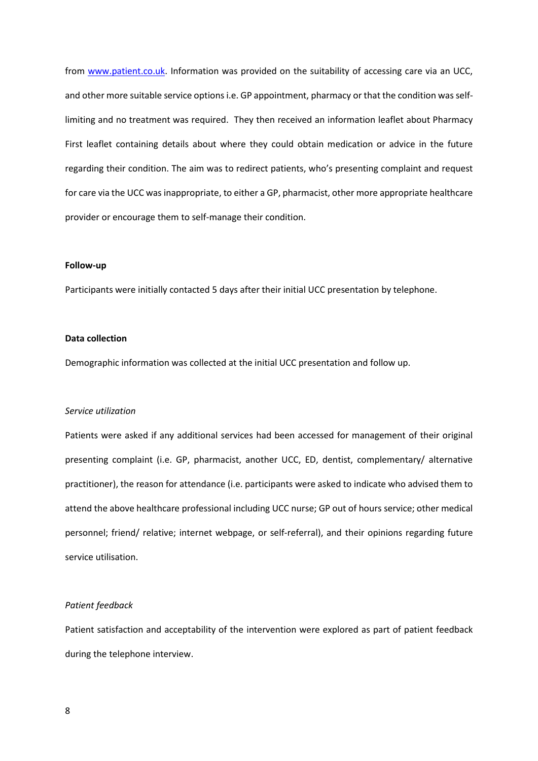from www.patient.co.uk. Information was provided on the suitability of accessing care via an UCC, and other more suitable service options i.e. GP appointment, pharmacy or that the condition was self-limiting and no treatment was required. They then received an information leaflet about Pharmacy First leaflet containing details about where they could obtain medication or advice in the future regarding their condition. The aim was to redirect patients, who's presenting complaint and request for care via the UCC was inappropriate, to either a GP, pharmacist, other more appropriate healthcare provider or encourage them to self-manage their condition.

**Follow-up**

Participants were initially contacted 5 days after their initial UCC presentation by telephone.

**Data collection**

Demographic information was collected at the initial UCC presentation and follow up.

*Service utilization*

Patients were asked if any additional services had been accessed for management of their original presenting complaint (i.e. GP, pharmacist, another UCC, ED, dentist, complementary/ alternative practitioner), the reason for attendance (i.e. participants were asked to indicate who advised them to attend the above healthcare professional including UCC nurse; GP out of hours service; other medical personnel; friend/ relative; internet webpage, or self-referral), and their opinions regarding future service utilisation.

*Patient feedback*

Patient satisfaction and acceptability of the intervention were explored as part of patient feedback during the telephone interview.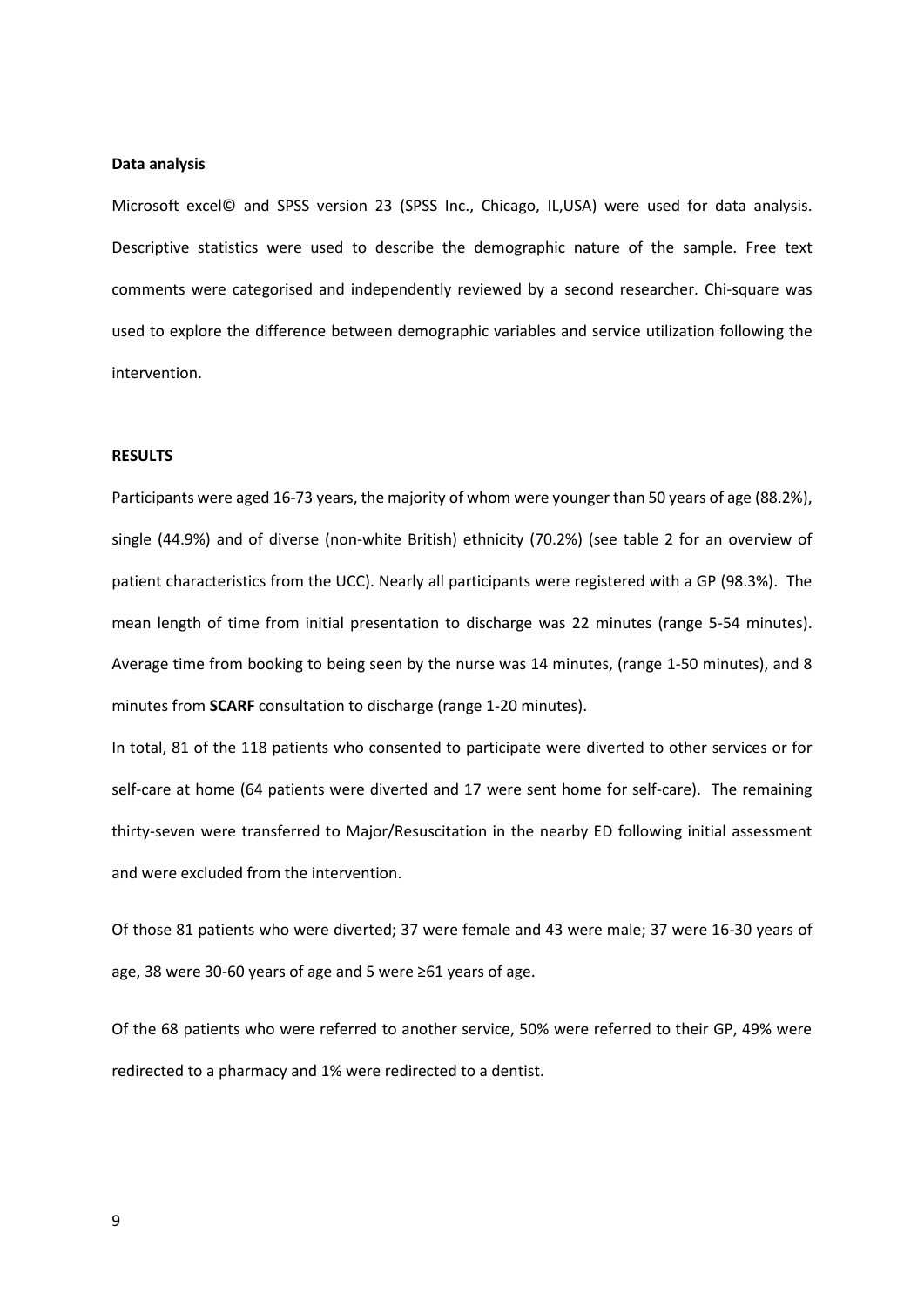**Data analysis**

Microsoft excel© and SPSS version 23 (SPSS Inc., Chicago, IL,USA) were used for data analysis. Descriptive statistics were used to describe the demographic nature of the sample. Free text comments were categorised and independently reviewed by a second researcher. Chi-square was used to explore the difference between demographic variables and service utilization following the intervention.

**RESULTS**

Participants were aged 16-73 years, the majority of whom were younger than 50 years of age (88.2%), single (44.9%) and of diverse (non-white British) ethnicity (70.2%) (see table 2 for an overview of patient characteristics from the UCC). Nearly all participants were registered with a GP (98.3%). The mean length of time from initial presentation to discharge was 22 minutes (range 5-54 minutes). Average time from booking to being seen by the nurse was 14 minutes, (range 1-50 minutes), and 8 minutes from **SCARF** consultation to discharge (range 1-20 minutes).

In total, 81 of the 118 patients who consented to participate were diverted to other services or for self-care at home (64 patients were diverted and 17 were sent home for self-care). The remaining thirty-seven were transferred to Major/Resuscitation in the nearby ED following initial assessment and were excluded from the intervention.

Of those 81 patients who were diverted; 37 were female and 43 were male; 37 were 16-30 years of age, 38 were 30-60 years of age and 5 were ≥61 years of age.

Of the 68 patients who were referred to another service, 50% were referred to their GP, 49% were redirected to a pharmacy and 1% were redirected to a dentist.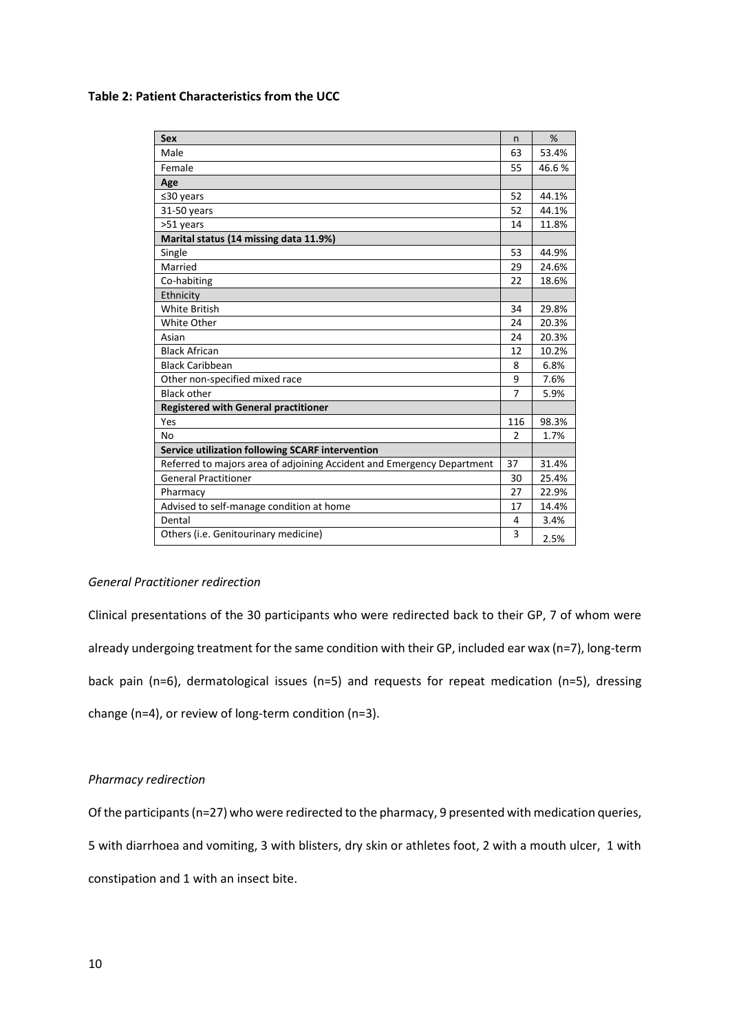**Table 2: Patient Characteristics from the UCC**

| Sex | n | % |
|---|---|---|
| Male | 63 | 53.4% |
| Female | 55 | 46.6 % |
| **Age** | | |
| ≤30 years | 52 | 44.1% |
| 31-50 years | 52 | 44.1% |
| >51 years | 14 | 11.8% |
| **Marital status (14 missing data 11.9%)** | | |
| Single | 53 | 44.9% |
| Married | 29 | 24.6% |
| Co-habiting | 22 | 18.6% |
| Ethnicity | | |
| White British | 34 | 29.8% |
| White Other | 24 | 20.3% |
| Asian | 24 | 20.3% |
| Black African | 12 | 10.2% |
| Black Caribbean | 8 | 6.8% |
| Other non-specified mixed race | 9 | 7.6% |
| Black other | 7 | 5.9% |
| **Registered with General practitioner** | | |
| Yes | 116 | 98.3% |
| No | 2 | 1.7% |
| **Service utilization following SCARF intervention** | | |
| Referred to majors area of adjoining Accident and Emergency Department | 37 | 31.4% |
| General Practitioner | 30 | 25.4% |
| Pharmacy | 27 | 22.9% |
| Advised to self-manage condition at home | 17 | 14.4% |
| Dental | 4 | 3.4% |
| Others (i.e. Genitourinary medicine) | 3 | 2.5% |

*General Practitioner redirection*

Clinical presentations of the 30 participants who were redirected back to their GP, 7 of whom were already undergoing treatment for the same condition with their GP, included ear wax (n=7), long-term back pain (n=6), dermatological issues (n=5) and requests for repeat medication (n=5), dressing change (n=4), or review of long-term condition (n=3).

*Pharmacy redirection*

Of the participants (n=27) who were redirected to the pharmacy, 9 presented with medication queries, 5 with diarrhoea and vomiting, 3 with blisters, dry skin or athletes foot, 2 with a mouth ulcer, 1 with constipation and 1 with an insect bite.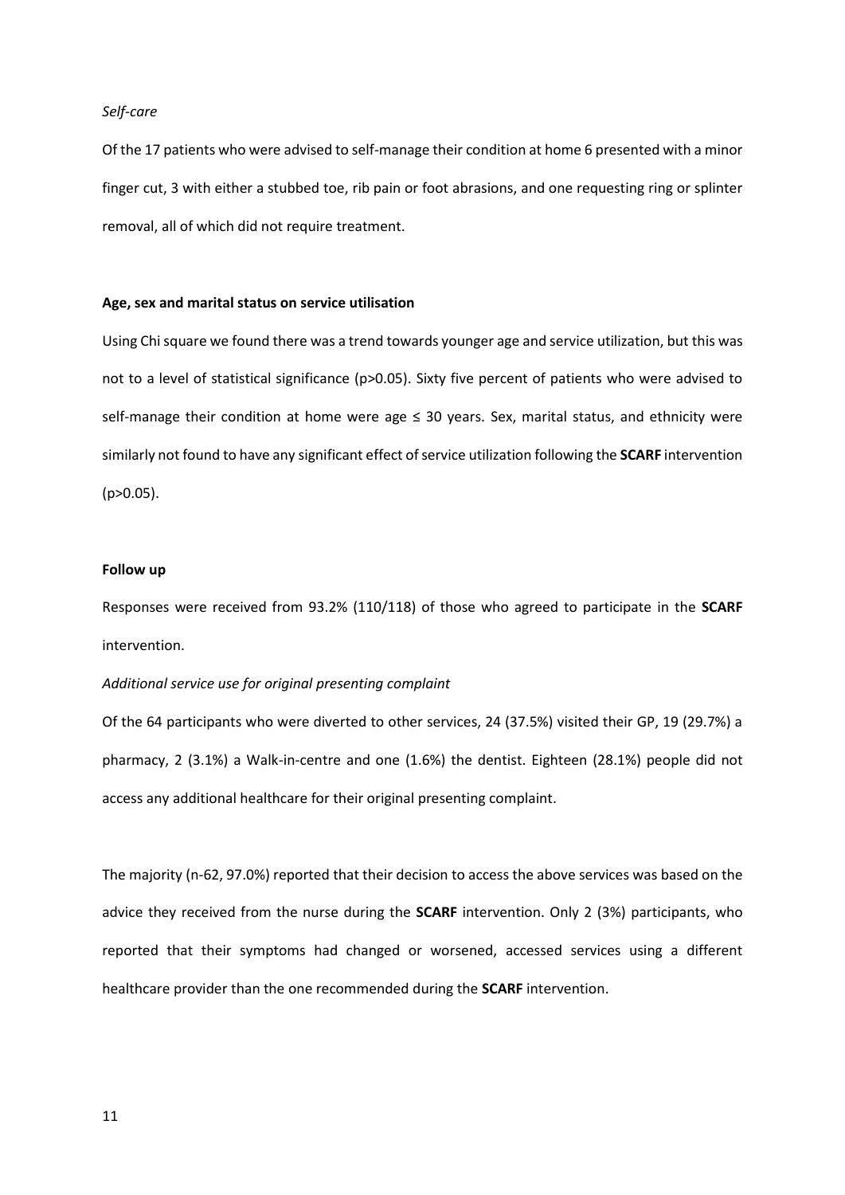*Self-care*

Of the 17 patients who were advised to self-manage their condition at home 6 presented with a minor finger cut, 3 with either a stubbed toe, rib pain or foot abrasions, and one requesting ring or splinter removal, all of which did not require treatment.

**Age, sex and marital status on service utilisation**

Using Chi square we found there was a trend towards younger age and service utilization, but this was not to a level of statistical significance ($p>0.05$). Sixty five percent of patients who were advised to self-manage their condition at home were age ≤ 30 years. Sex, marital status, and ethnicity were similarly not found to have any significant effect of service utilization following the **SCARF** intervention ($p>0.05$).

**Follow up**

Responses were received from 93.2% (110/118) of those who agreed to participate in the **SCARF** intervention.

*Additional service use for original presenting complaint*

Of the 64 participants who were diverted to other services, 24 (37.5%) visited their GP, 19 (29.7%) a pharmacy, 2 (3.1%) a Walk-in-centre and one (1.6%) the dentist. Eighteen (28.1%) people did not access any additional healthcare for their original presenting complaint.

The majority (n-62, 97.0%) reported that their decision to access the above services was based on the advice they received from the nurse during the **SCARF** intervention. Only 2 (3%) participants, who reported that their symptoms had changed or worsened, accessed services using a different healthcare provider than the one recommended during the **SCARF** intervention.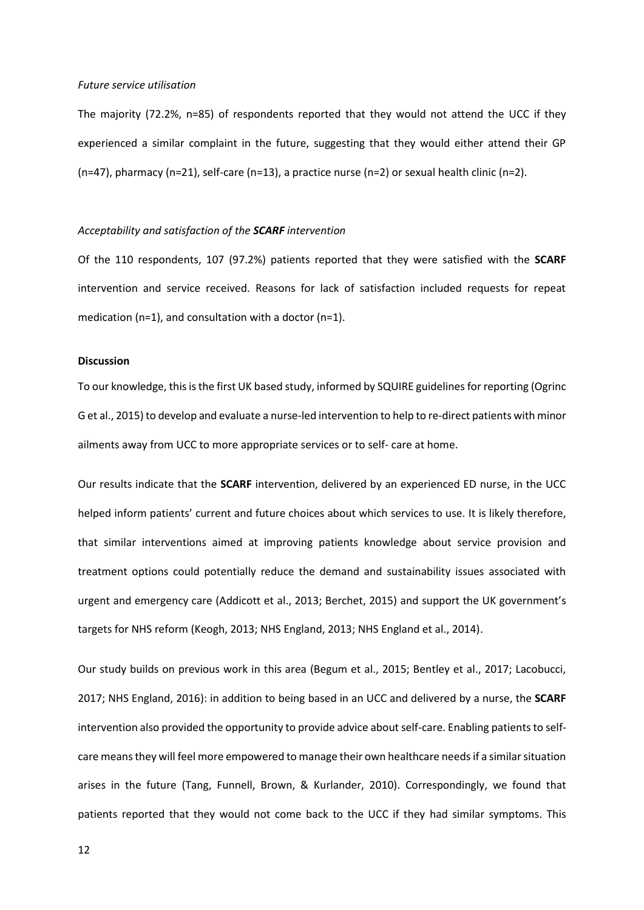*Future service utilisation*

The majority (72.2%, n=85) of respondents reported that they would not attend the UCC if they experienced a similar complaint in the future, suggesting that they would either attend their GP (n=47), pharmacy (n=21), self-care (n=13), a practice nurse (n=2) or sexual health clinic (n=2).

*Acceptability and satisfaction of the **SCARF** intervention*

Of the 110 respondents, 107 (97.2%) patients reported that they were satisfied with the **SCARF** intervention and service received. Reasons for lack of satisfaction included requests for repeat medication (n=1), and consultation with a doctor (n=1).

**Discussion**

To our knowledge, this is the first UK based study, informed by SQUIRE guidelines for reporting (Ogrinc G et al., 2015) to develop and evaluate a nurse-led intervention to help to re-direct patients with minor ailments away from UCC to more appropriate services or to self- care at home.

Our results indicate that the **SCARF** intervention, delivered by an experienced ED nurse, in the UCC helped inform patients' current and future choices about which services to use. It is likely therefore, that similar interventions aimed at improving patients knowledge about service provision and treatment options could potentially reduce the demand and sustainability issues associated with urgent and emergency care (Addicott et al., 2013; Berchet, 2015) and support the UK government's targets for NHS reform (Keogh, 2013; NHS England, 2013; NHS England et al., 2014).

Our study builds on previous work in this area (Begum et al., 2015; Bentley et al., 2017; Lacobucci, 2017; NHS England, 2016): in addition to being based in an UCC and delivered by a nurse, the **SCARF** intervention also provided the opportunity to provide advice about self-care. Enabling patients to self-care means they will feel more empowered to manage their own healthcare needs if a similar situation arises in the future (Tang, Funnell, Brown, & Kurlander, 2010). Correspondingly, we found that patients reported that they would not come back to the UCC if they had similar symptoms. This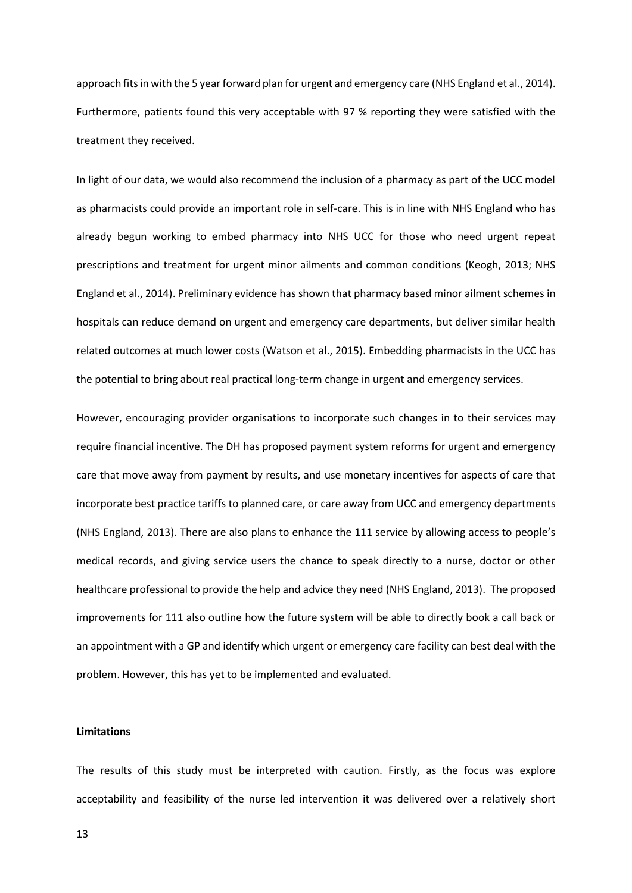approach fits in with the 5 year forward plan for urgent and emergency care (NHS England et al., 2014). Furthermore, patients found this very acceptable with 97 % reporting they were satisfied with the treatment they received.

In light of our data, we would also recommend the inclusion of a pharmacy as part of the UCC model as pharmacists could provide an important role in self-care. This is in line with NHS England who has already begun working to embed pharmacy into NHS UCC for those who need urgent repeat prescriptions and treatment for urgent minor ailments and common conditions (Keogh, 2013; NHS England et al., 2014). Preliminary evidence has shown that pharmacy based minor ailment schemes in hospitals can reduce demand on urgent and emergency care departments, but deliver similar health related outcomes at much lower costs (Watson et al., 2015). Embedding pharmacists in the UCC has the potential to bring about real practical long-term change in urgent and emergency services.

However, encouraging provider organisations to incorporate such changes in to their services may require financial incentive. The DH has proposed payment system reforms for urgent and emergency care that move away from payment by results, and use monetary incentives for aspects of care that incorporate best practice tariffs to planned care, or care away from UCC and emergency departments (NHS England, 2013). There are also plans to enhance the 111 service by allowing access to people's medical records, and giving service users the chance to speak directly to a nurse, doctor or other healthcare professional to provide the help and advice they need (NHS England, 2013). The proposed improvements for 111 also outline how the future system will be able to directly book a call back or an appointment with a GP and identify which urgent or emergency care facility can best deal with the problem. However, this has yet to be implemented and evaluated.

**Limitations**

The results of this study must be interpreted with caution. Firstly, as the focus was explore acceptability and feasibility of the nurse led intervention it was delivered over a relatively short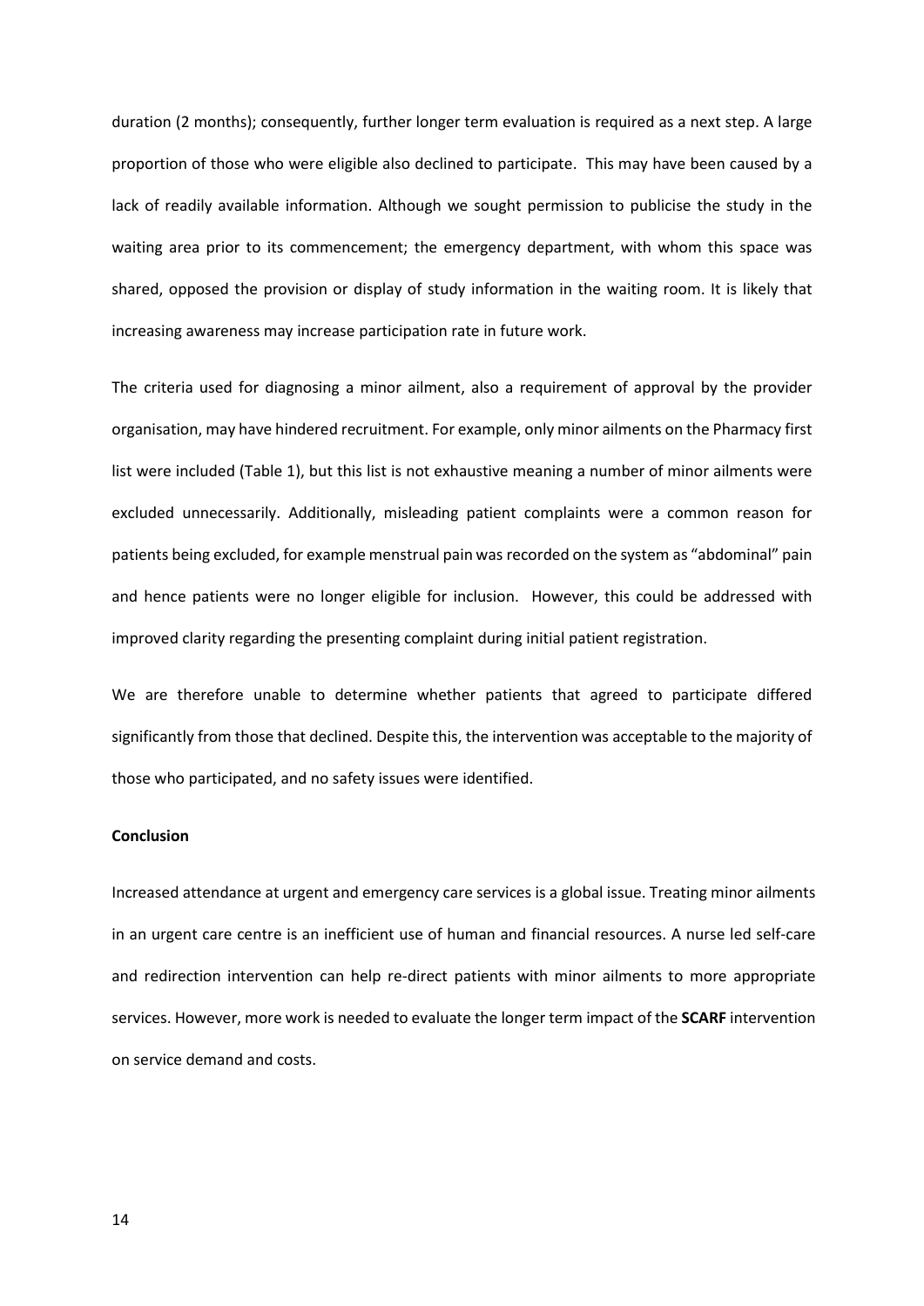duration (2 months); consequently, further longer term evaluation is required as a next step. A large proportion of those who were eligible also declined to participate. This may have been caused by a lack of readily available information. Although we sought permission to publicise the study in the waiting area prior to its commencement; the emergency department, with whom this space was shared, opposed the provision or display of study information in the waiting room. It is likely that increasing awareness may increase participation rate in future work.

The criteria used for diagnosing a minor ailment, also a requirement of approval by the provider organisation, may have hindered recruitment. For example, only minor ailments on the Pharmacy first list were included (Table 1), but this list is not exhaustive meaning a number of minor ailments were excluded unnecessarily. Additionally, misleading patient complaints were a common reason for patients being excluded, for example menstrual pain was recorded on the system as "abdominal" pain and hence patients were no longer eligible for inclusion. However, this could be addressed with improved clarity regarding the presenting complaint during initial patient registration.

We are therefore unable to determine whether patients that agreed to participate differed significantly from those that declined. Despite this, the intervention was acceptable to the majority of those who participated, and no safety issues were identified.

**Conclusion**

Increased attendance at urgent and emergency care services is a global issue. Treating minor ailments in an urgent care centre is an inefficient use of human and financial resources. A nurse led self-care and redirection intervention can help re-direct patients with minor ailments to more appropriate services. However, more work is needed to evaluate the longer term impact of the **SCARF** intervention on service demand and costs.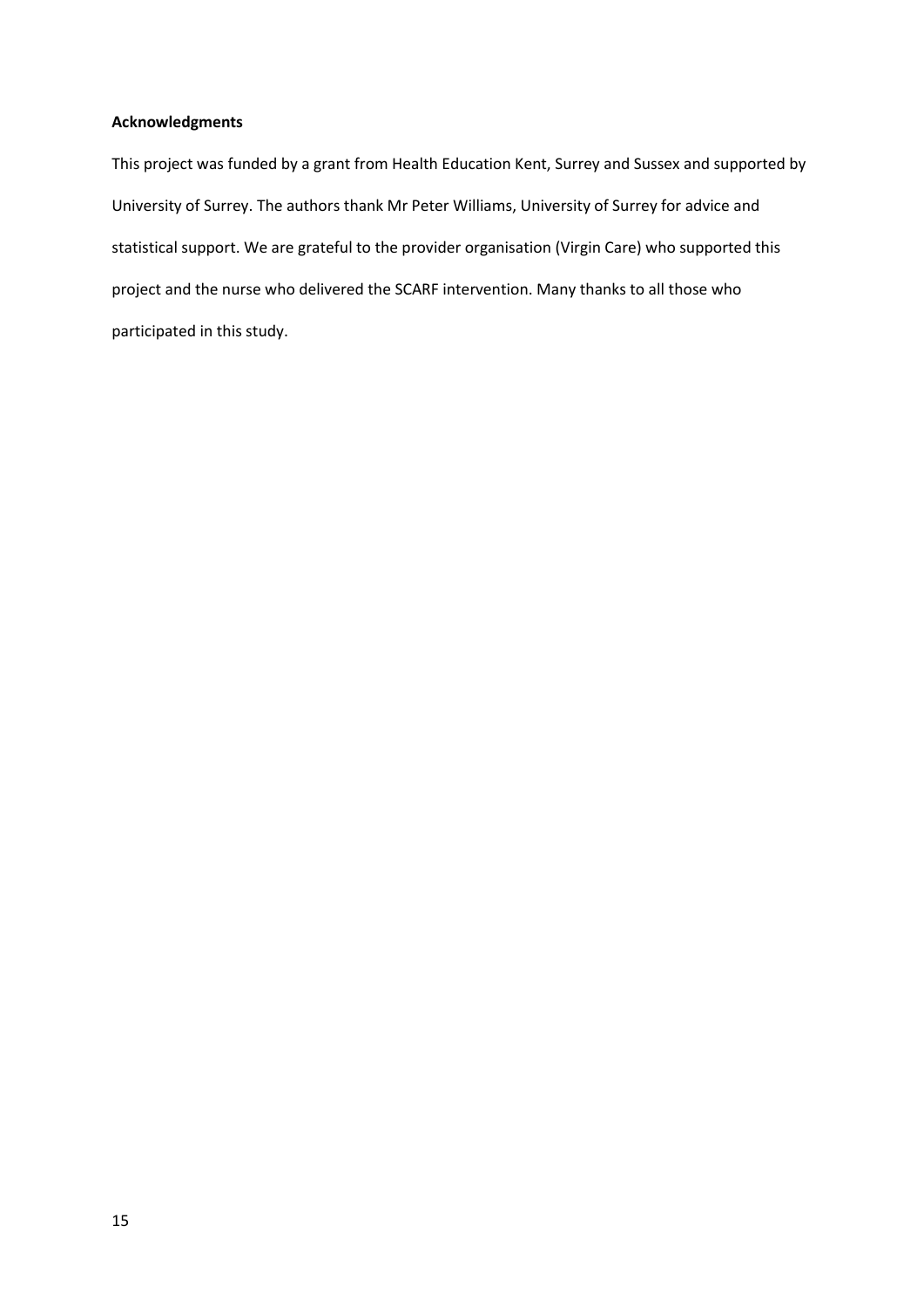**Acknowledgments**

This project was funded by a grant from Health Education Kent, Surrey and Sussex and supported by University of Surrey. The authors thank Mr Peter Williams, University of Surrey for advice and statistical support. We are grateful to the provider organisation (Virgin Care) who supported this project and the nurse who delivered the SCARF intervention. Many thanks to all those who participated in this study.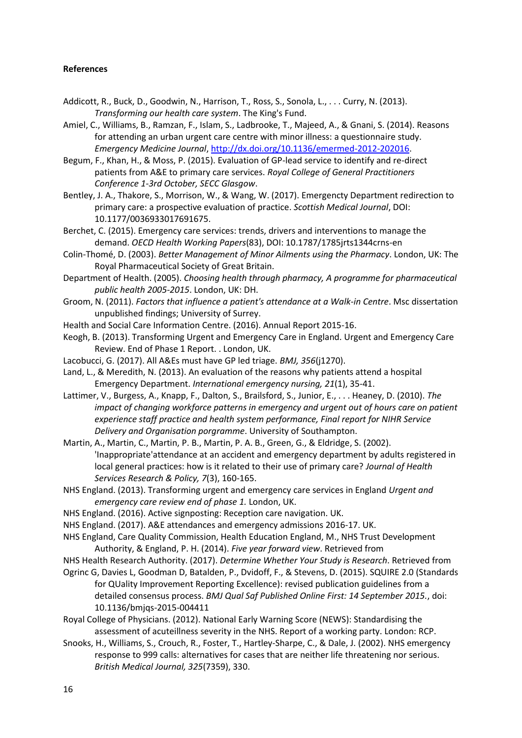**References**

Addicott, R., Buck, D., Goodwin, N., Harrison, T., Ross, S., Sonola, L., . . . Curry, N. (2013). *Transforming our health care system*. The King's Fund.

Amiel, C., Williams, B., Ramzan, F., Islam, S., Ladbrooke, T., Majeed, A., & Gnani, S. (2014). Reasons for attending an urban urgent care centre with minor illness: a questionnaire study. *Emergency Medicine Journal*, http://dx.doi.org/10.1136/emermed-2012-202016.

Begum, F., Khan, H., & Moss, P. (2015). Evaluation of GP-lead service to identify and re-direct patients from A&E to primary care services. *Royal College of General Practitioners Conference 1-3rd October, SECC Glasgow*.

Bentley, J. A., Thakore, S., Morrison, W., & Wang, W. (2017). Emergencty Department redirection to primary care: a prospective evaluation of practice. *Scottish Medical Journal*, DOI: 10.1177/0036933017691675.

Berchet, C. (2015). Emergency care services: trends, drivers and interventions to manage the demand. *OECD Health Working Papers*(83), DOI: 10.1787/1785jrts1344crns-en

Colin-Thomé, D. (2003). *Better Management of Minor Ailments using the Pharmacy*. London, UK: The Royal Pharmaceutical Society of Great Britain.

Department of Health. (2005). *Choosing health through pharmacy, A programme for pharmaceutical public health 2005-2015*. London, UK: DH.

Groom, N. (2011). *Factors that influence a patient's attendance at a Walk-in Centre*. Msc dissertation unpublished findings; University of Surrey.

Health and Social Care Information Centre. (2016). Annual Report 2015-16.

Keogh, B. (2013). Transforming Urgent and Emergency Care in England. Urgent and Emergency Care Review. End of Phase 1 Report. . London, UK.

Lacobucci, G. (2017). All A&Es must have GP led triage. *BMJ, 356*(j1270).

Land, L., & Meredith, N. (2013). An evaluation of the reasons why patients attend a hospital Emergency Department. *International emergency nursing, 21*(1), 35-41.

Lattimer, V., Burgess, A., Knapp, F., Dalton, S., Brailsford, S., Junior, E., . . . Heaney, D. (2010). *The impact of changing workforce patterns in emergency and urgent out of hours care on patient experience staff practice and health system performance, Final report for NIHR Service Delivery and Organisation porgramme*. University of Southampton.

Martin, A., Martin, C., Martin, P. B., Martin, P. A. B., Green, G., & Eldridge, S. (2002). 'Inappropriate'attendance at an accident and emergency department by adults registered in local general practices: how is it related to their use of primary care? *Journal of Health Services Research & Policy, 7*(3), 160-165.

NHS England. (2013). Transforming urgent and emergency care services in England *Urgent and emergency care review end of phase 1.* London, UK.

NHS England. (2016). Active signposting: Reception care navigation. UK.

NHS England. (2017). A&E attendances and emergency admissions 2016-17. UK.

NHS England, Care Quality Commission, Health Education England, M., NHS Trust Development Authority, & England, P. H. (2014). *Five year forward view*. Retrieved from

NHS Health Research Authority. (2017). *Determine Whether Your Study is Research*. Retrieved from

Ogrinc G, Davies L, Goodman D, Batalden, P., Dvidoff, F., & Stevens, D. (2015). SQUIRE 2.0 (Standards for QUality Improvement Reporting Excellence): revised publication guidelines from a detailed consensus process. *BMJ Qual Saf Published Online First: 14 September 2015.*, doi: 10.1136/bmjqs-2015-004411

Royal College of Physicians. (2012). National Early Warning Score (NEWS): Standardising the assessment of acuteillness severity in the NHS. Report of a working party. London: RCP.

Snooks, H., Williams, S., Crouch, R., Foster, T., Hartley-Sharpe, C., & Dale, J. (2002). NHS emergency response to 999 calls: alternatives for cases that are neither life threatening nor serious. *British Medical Journal, 325*(7359), 330.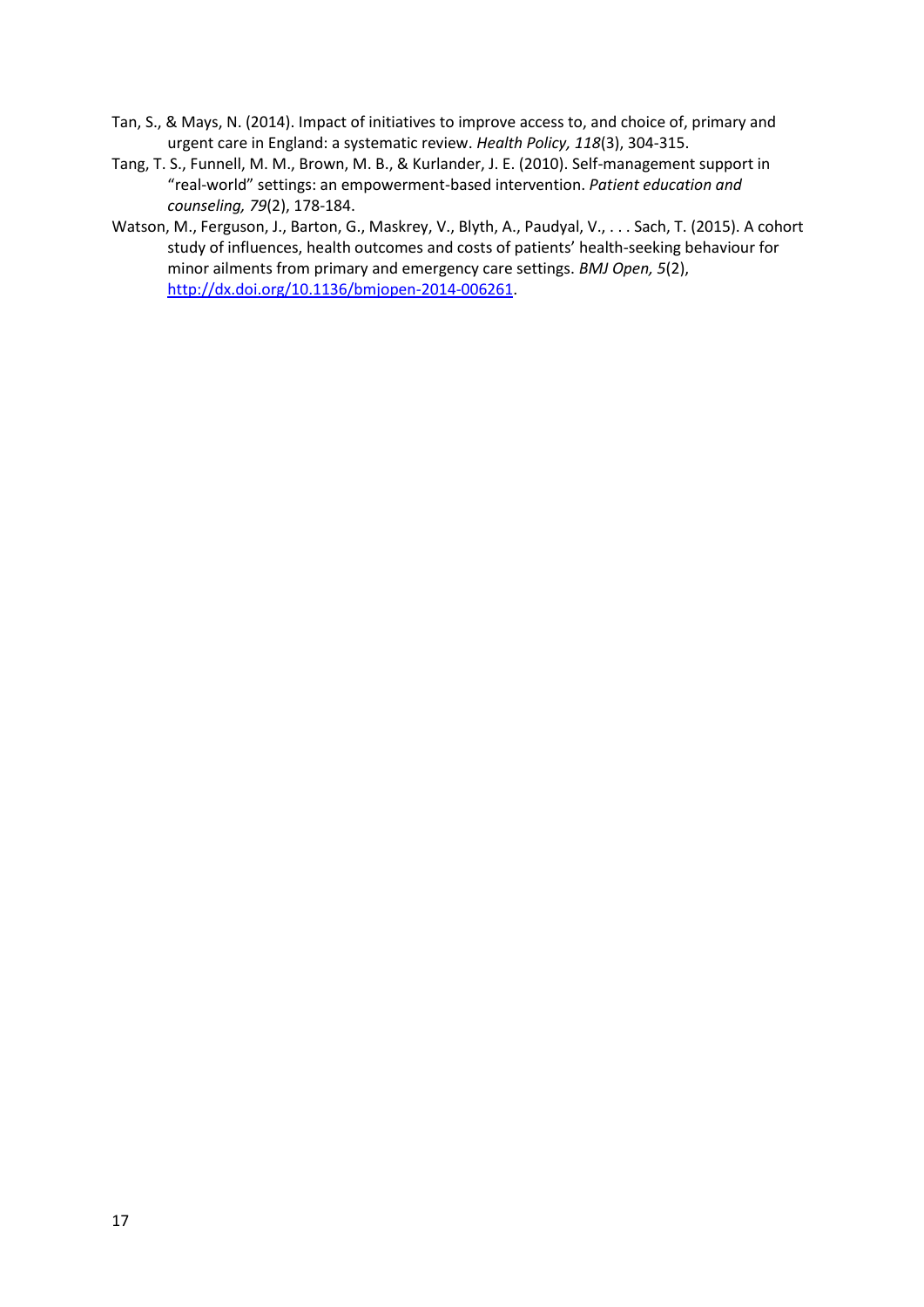Tan, S., & Mays, N. (2014). Impact of initiatives to improve access to, and choice of, primary and urgent care in England: a systematic review. *Health Policy, 118*(3), 304-315.

Tang, T. S., Funnell, M. M., Brown, M. B., & Kurlander, J. E. (2010). Self-management support in "real-world" settings: an empowerment-based intervention. *Patient education and counseling, 79*(2), 178-184.

Watson, M., Ferguson, J., Barton, G., Maskrey, V., Blyth, A., Paudyal, V., . . . Sach, T. (2015). A cohort study of influences, health outcomes and costs of patients' health-seeking behaviour for minor ailments from primary and emergency care settings. *BMJ Open, 5*(2), http://dx.doi.org/10.1136/bmjopen-2014-006261.